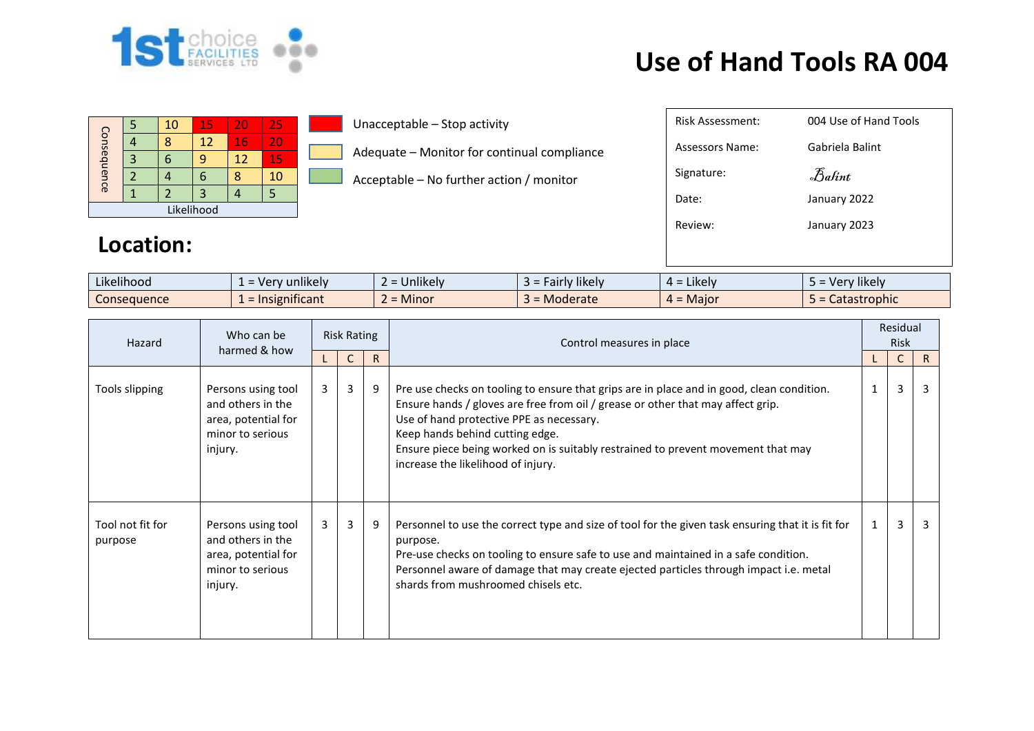1st choice FACILITIES SERVICES LTD

# Use of Hand Tools RA 004

| Consequence | | | | | |
|---|---|---|---|---|---|
| | 5 | 10 | 15 | 20 | 25 |
| | 4 | 8 | 12 | 16 | 20 |
| | 3 | 6 | 9 | 12 | 15 |
| | 2 | 4 | 6 | 8 | 10 |
| | 1 | 2 | 3 | 4 | 5 |
| Likelihood | | | | | |

- Unacceptable – Stop activity
- Adequate – Monitor for continual compliance
- Acceptable – No further action / monitor

| | |
|---|---|
| Risk Assessment: | 004 Use of Hand Tools |
| Assessors Name: | Gabriela Balint |
| Signature: | Balint |
| Date: | January 2022 |
| Review: | January 2023 |

## Location:

| Likelihood | 1 = Very unlikely | 2 = Unlikely | 3 = Fairly likely | 4 = Likely | 5 = Very likely |
|---|---|---|---|---|---|
| Consequence | 1 = Insignificant | 2 = Minor | 3 = Moderate | 4 = Major | 5 = Catastrophic |

| Hazard | Who can be harmed & how | Risk Rating | | | Control measures in place | Residual Risk | | |
|---|---|---|---|---|---|---|---|---|
| | | L | C | R | | L | C | R |
| Tools slipping | Persons using tool and others in the area, potential for minor to serious injury. | 3 | 3 | 9 | Pre use checks on tooling to ensure that grips are in place and in good, clean condition.<br>Ensure hands / gloves are free from oil / grease or other that may affect grip.<br>Use of hand protective PPE as necessary.<br>Keep hands behind cutting edge.<br>Ensure piece being worked on is suitably restrained to prevent movement that may increase the likelihood of injury. | 1 | 3 | 3 |
| Tool not fit for purpose | Persons using tool and others in the area, potential for minor to serious injury. | 3 | 3 | 9 | Personnel to use the correct type and size of tool for the given task ensuring that it is fit for purpose.<br>Pre-use checks on tooling to ensure safe to use and maintained in a safe condition.<br>Personnel aware of damage that may create ejected particles through impact i.e. metal shards from mushroomed chisels etc. | 1 | 3 | 3 |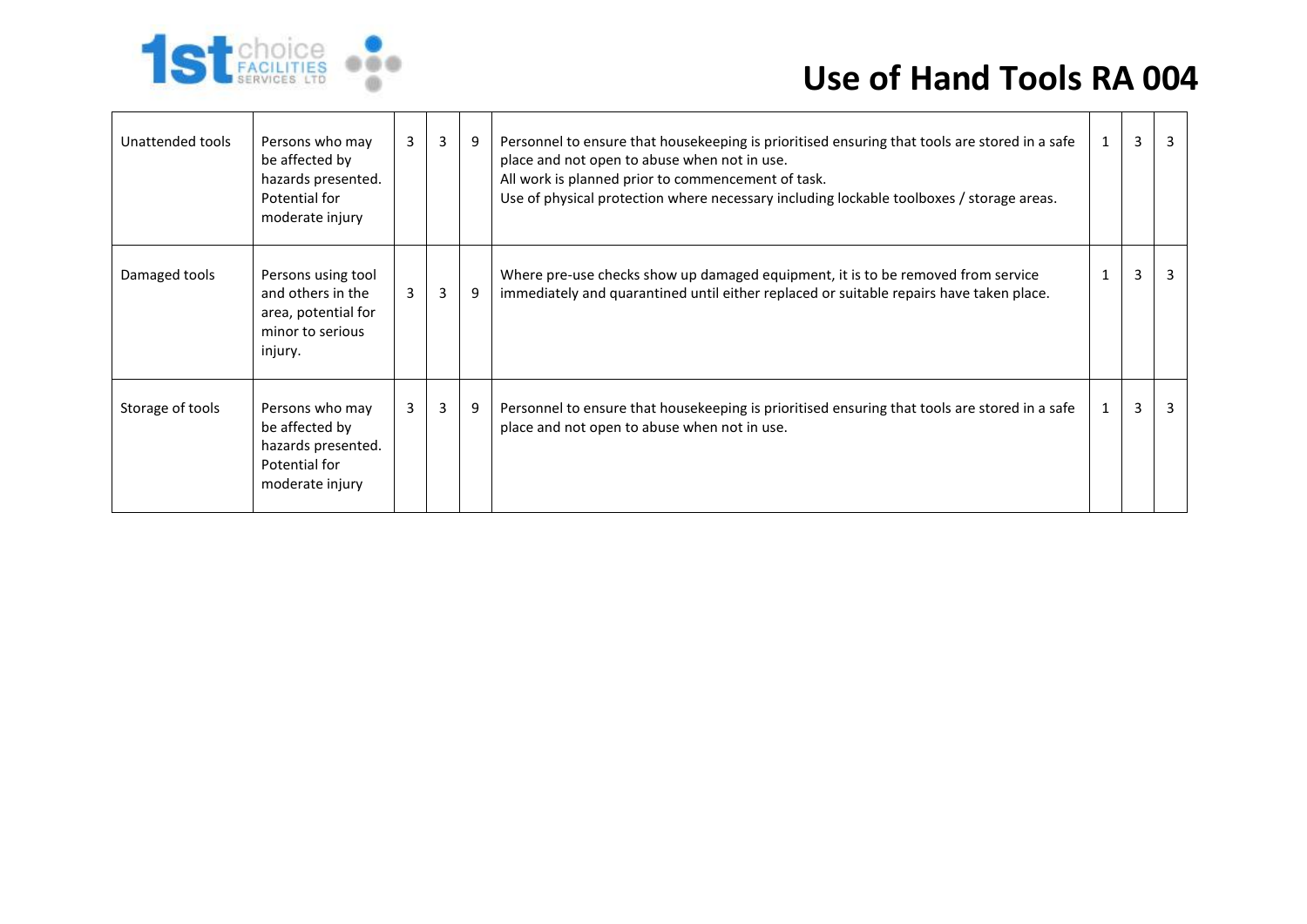# Use of Hand Tools RA 004

| | | | | | | | | |
|---|---|---|---|---|---|---|---|---|
| Unattended tools | Persons who may be affected by hazards presented. Potential for moderate injury | 3 | 3 | 9 | Personnel to ensure that housekeeping is prioritised ensuring that tools are stored in a safe place and not open to abuse when not in use.<br>All work is planned prior to commencement of task.<br>Use of physical protection where necessary including lockable toolboxes / storage areas. | 1 | 3 | 3 |
| Damaged tools | Persons using tool and others in the area, potential for minor to serious injury. | 3 | 3 | 9 | Where pre-use checks show up damaged equipment, it is to be removed from service immediately and quarantined until either replaced or suitable repairs have taken place. | 1 | 3 | 3 |
| Storage of tools | Persons who may be affected by hazards presented. Potential for moderate injury | 3 | 3 | 9 | Personnel to ensure that housekeeping is prioritised ensuring that tools are stored in a safe place and not open to abuse when not in use. | 1 | 3 | 3 |